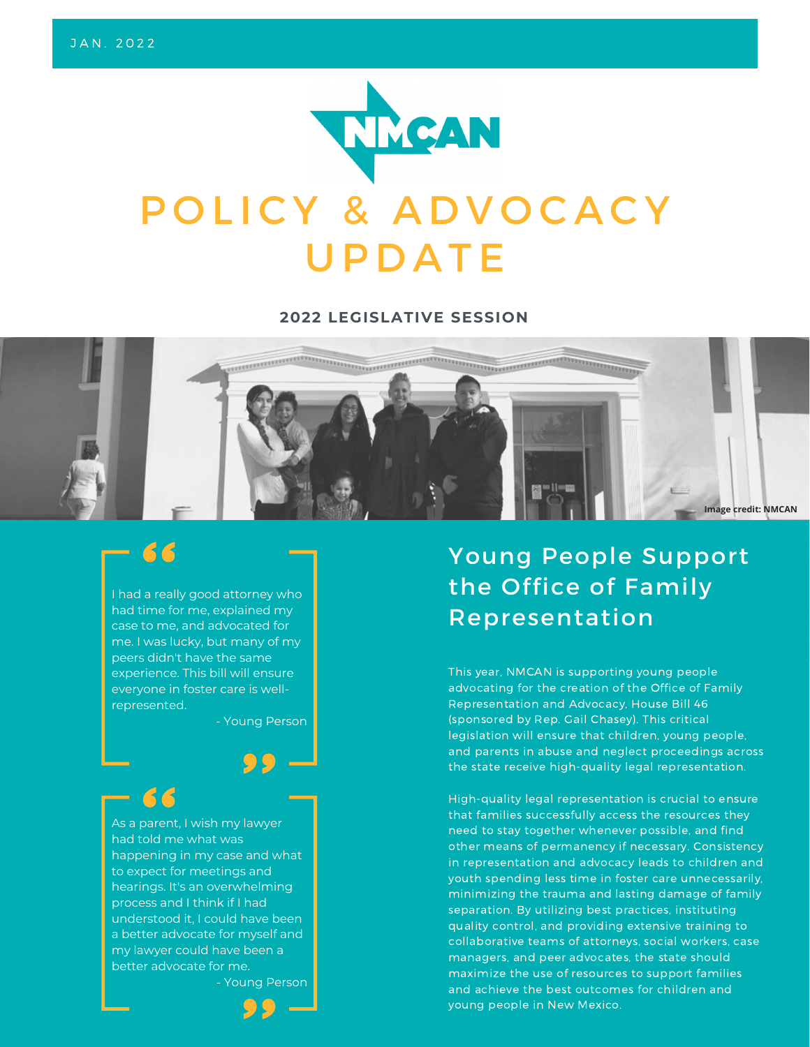JAN. 2022

NMCAN

# POLICY & ADVOCACY UPDATE

**2022 LEGISLATIVE SESSION**

Image credit: NMCAN

> I had a really good attorney who had time for me, explained my case to me, and advocated for me. I was lucky, but many of my peers didn't have the same experience. This bill will ensure everyone in foster care is well-represented.
>
> \- Young Person

> As a parent, I wish my lawyer had told me what was happening in my case and what to expect for meetings and hearings. It's an overwhelming process and I think if I had understood it, I could have been a better advocate for myself and my lawyer could have been a better advocate for me.
>
> \- Young Person

## Young People Support the Office of Family Representation

This year, NMCAN is supporting young people advocating for the creation of the Office of Family Representation and Advocacy, House Bill 46 (sponsored by Rep. Gail Chasey). This critical legislation will ensure that children, young people, and parents in abuse and neglect proceedings across the state receive high-quality legal representation.

High-quality legal representation is crucial to ensure that families successfully access the resources they need to stay together whenever possible, and find other means of permanency if necessary. Consistency in representation and advocacy leads to children and youth spending less time in foster care unnecessarily, minimizing the trauma and lasting damage of family separation. By utilizing best practices, instituting quality control, and providing extensive training to collaborative teams of attorneys, social workers, case managers, and peer advocates, the state should maximize the use of resources to support families and achieve the best outcomes for children and young people in New Mexico.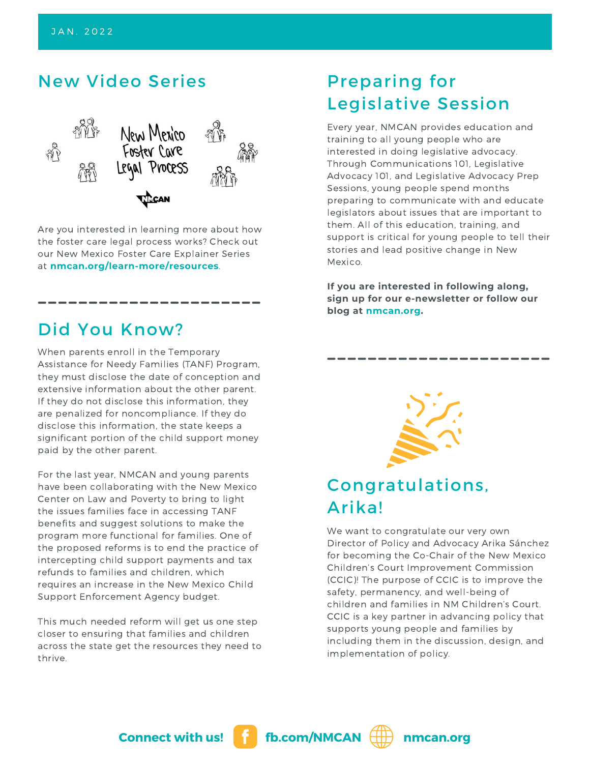JAN. 2022

## New Video Series

New Mexico Foster Care Legal Process

NMCAN

Are you interested in learning more about how the foster care legal process works? Check out our New Mexico Foster Care Explainer Series at **nmcan.org/learn-more/resources**.

## Did You Know?

When parents enroll in the Temporary Assistance for Needy Families (TANF) Program, they must disclose the date of conception and extensive information about the other parent. If they do not disclose this information, they are penalized for noncompliance. If they do disclose this information, the state keeps a significant portion of the child support money paid by the other parent.

For the last year, NMCAN and young parents have been collaborating with the New Mexico Center on Law and Poverty to bring to light the issues families face in accessing TANF benefits and suggest solutions to make the program more functional for families. One of the proposed reforms is to end the practice of intercepting child support payments and tax refunds to families and children, which requires an increase in the New Mexico Child Support Enforcement Agency budget.

This much needed reform will get us one step closer to ensuring that families and children across the state get the resources they need to thrive.

## Preparing for Legislative Session

Every year, NMCAN provides education and training to all young people who are interested in doing legislative advocacy. Through Communications 101, Legislative Advocacy 101, and Legislative Advocacy Prep Sessions, young people spend months preparing to communicate with and educate legislators about issues that are important to them. All of this education, training, and support is critical for young people to tell their stories and lead positive change in New Mexico.

**If you are interested in following along, sign up for our e-newsletter or follow our blog at nmcan.org.**

## Congratulations, Arika!

We want to congratulate our very own Director of Policy and Advocacy Arika Sánchez for becoming the Co-Chair of the New Mexico Children's Court Improvement Commission (CCIC)! The purpose of CCIC is to improve the safety, permanency, and well-being of children and families in NM Children's Court. CCIC is a key partner in advancing policy that supports young people and families by including them in the discussion, design, and implementation of policy.

**Connect with us!** **fb.com/NMCAN** **nmcan.org**